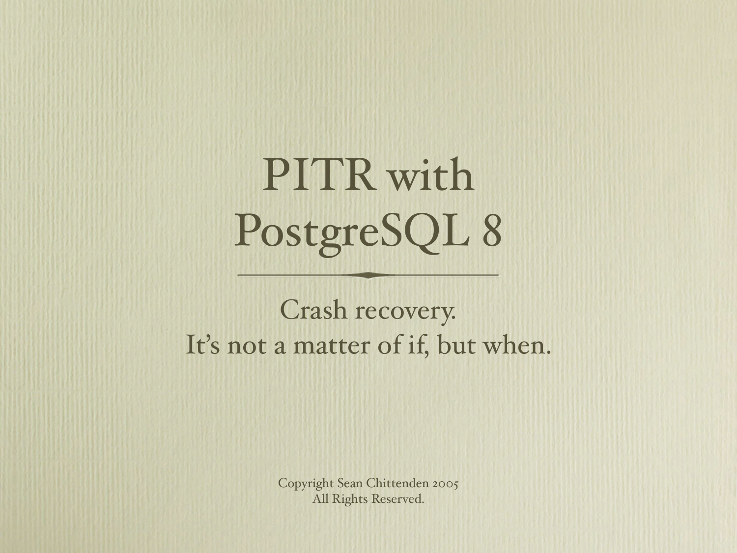# PITR with PostgreSQL 8

Crash recovery.
It's not a matter of if, but when.

Copyright Sean Chittenden 2005
All Rights Reserved.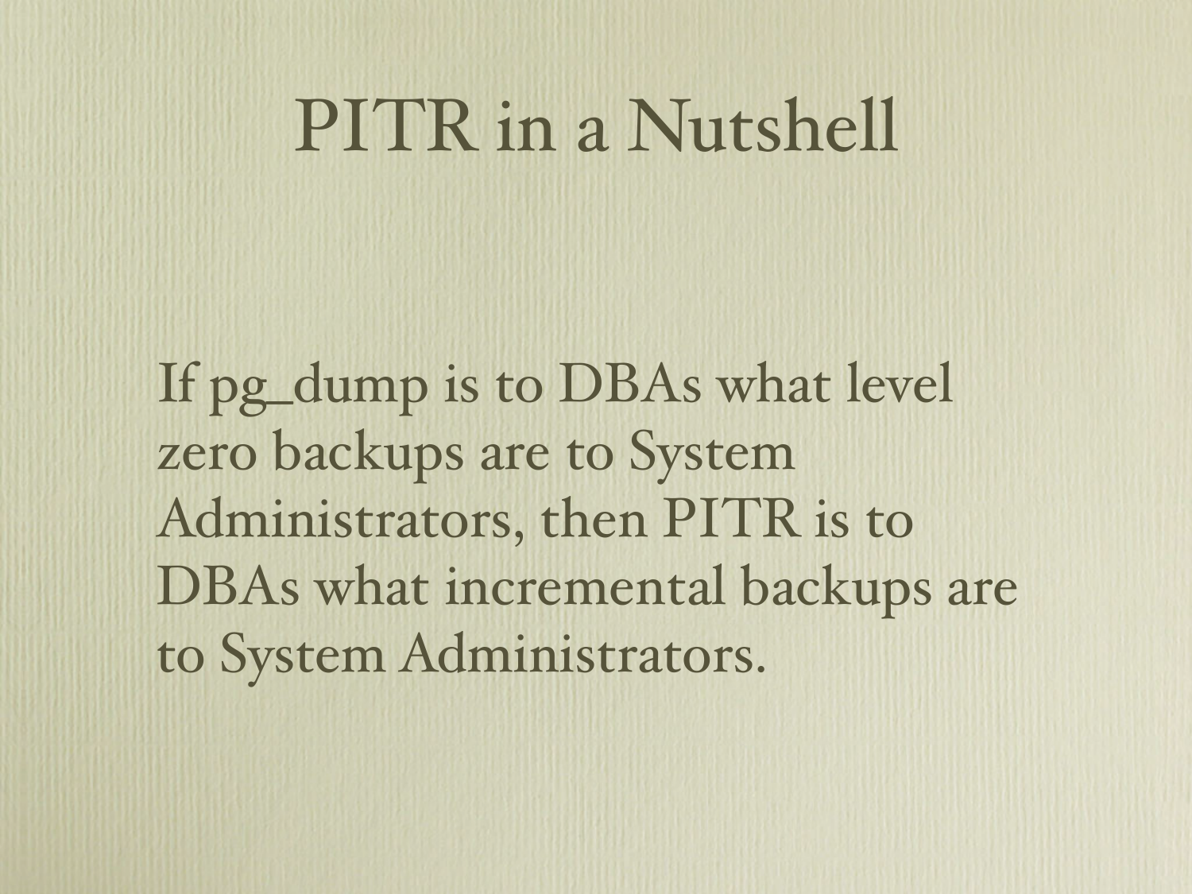# PITR in a Nutshell

If pg_dump is to DBAs what level zero backups are to System Administrators, then PITR is to DBAs what incremental backups are to System Administrators.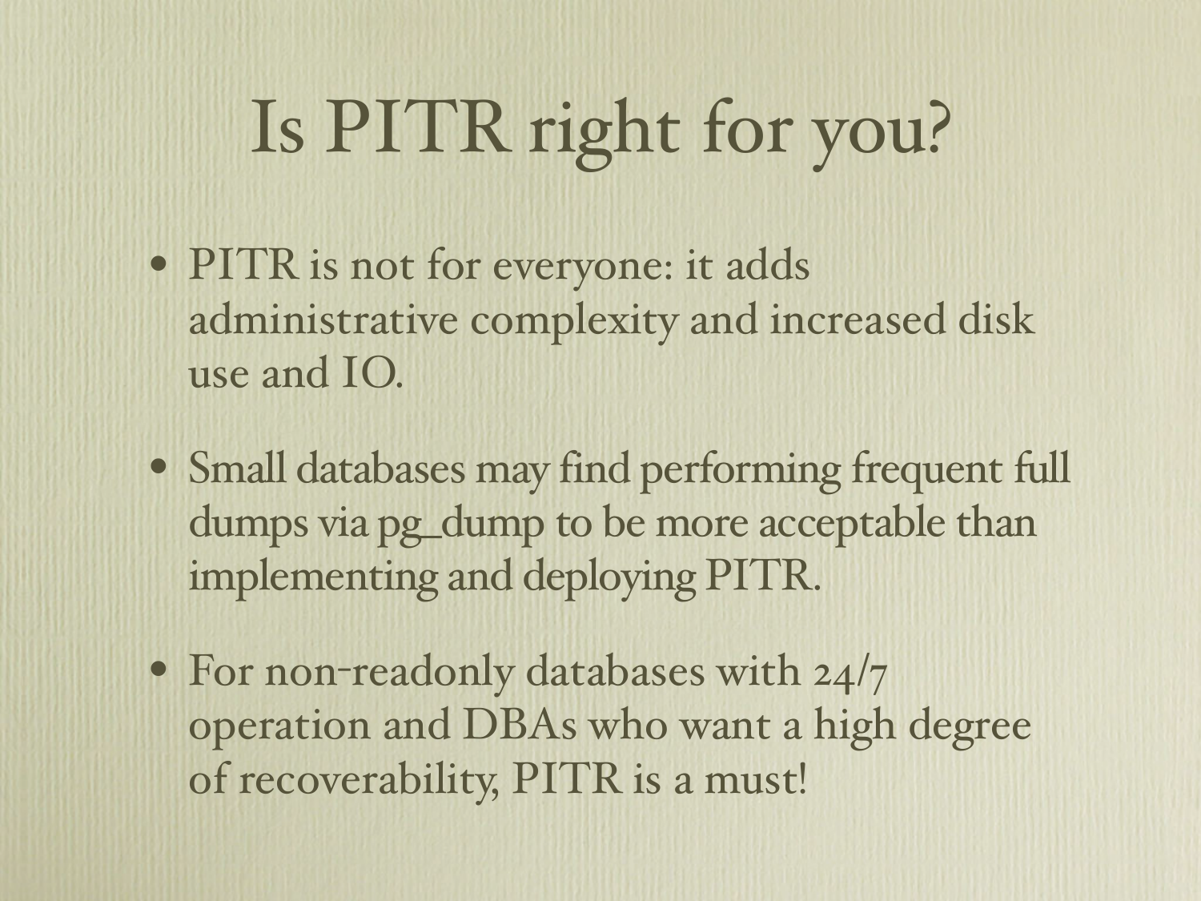# Is PITR right for you?

- PITR is not for everyone: it adds administrative complexity and increased disk use and IO.
- Small databases may find performing frequent full dumps via pg_dump to be more acceptable than implementing and deploying PITR.
- For non-readonly databases with 24/7 operation and DBAs who want a high degree of recoverability, PITR is a must!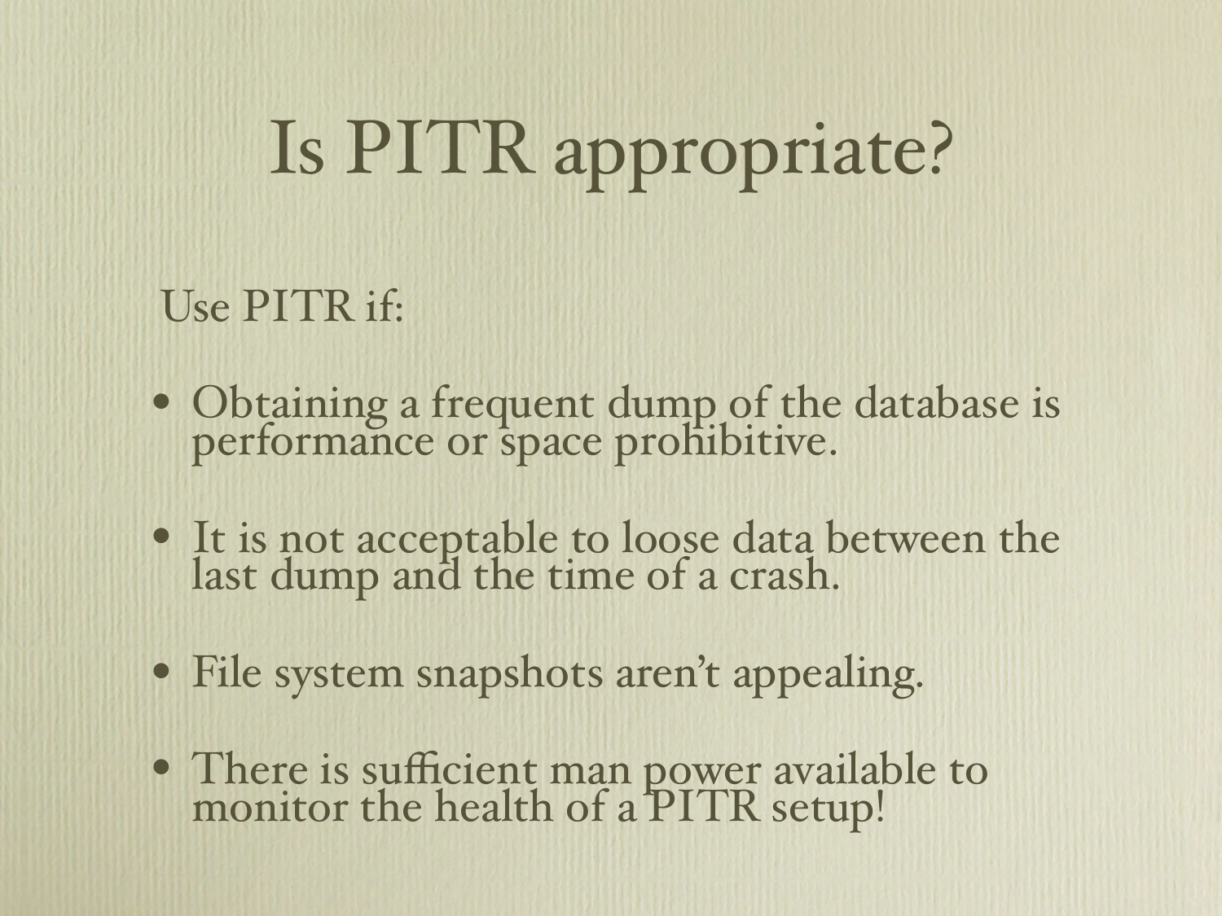# Is PITR appropriate?

Use PITR if:

- Obtaining a frequent dump of the database is performance or space prohibitive.
- It is not acceptable to loose data between the last dump and the time of a crash.
- File system snapshots aren't appealing.
- There is sufficient man power available to monitor the health of a PITR setup!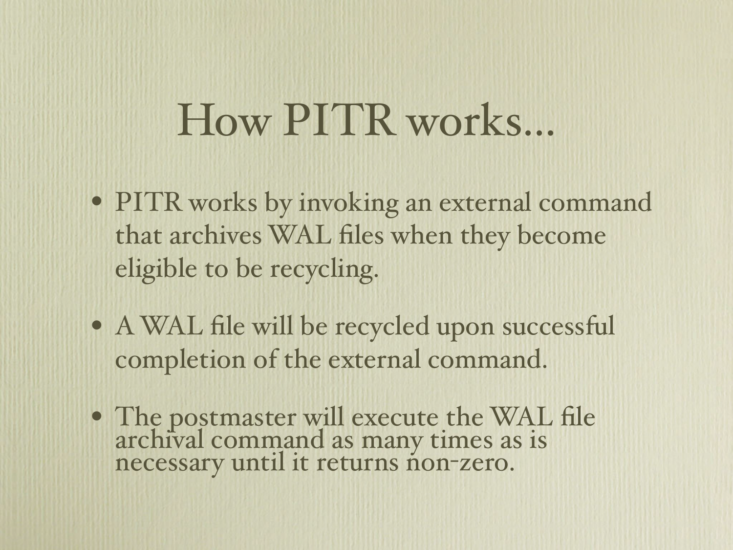# How PITR works...

- PITR works by invoking an external command that archives WAL files when they become eligible to be recycling.
- A WAL file will be recycled upon successful completion of the external command.
- The postmaster will execute the WAL file archival command as many times as is necessary until it returns non-zero.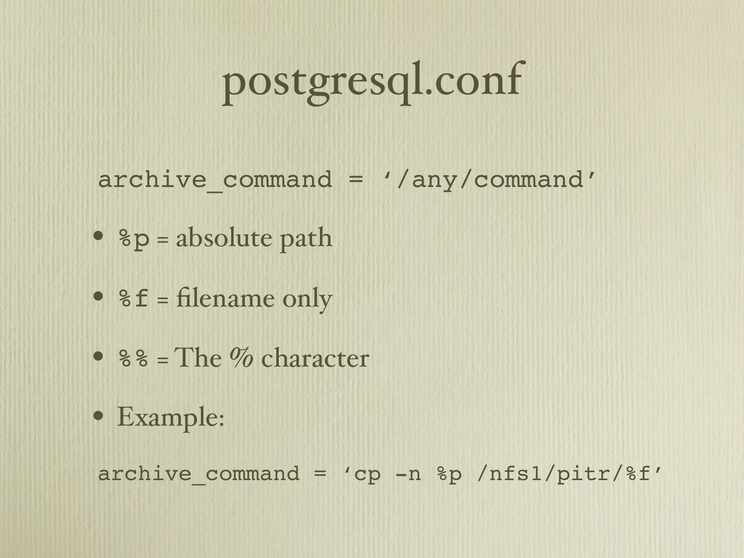# postgresql.conf

```
archive_command = '/any/command'
```

- `%p` = absolute path
- `%f` = filename only
- `%%` = The *%* character
- Example:

```
archive_command = 'cp -n %p /nfs1/pitr/%f'
```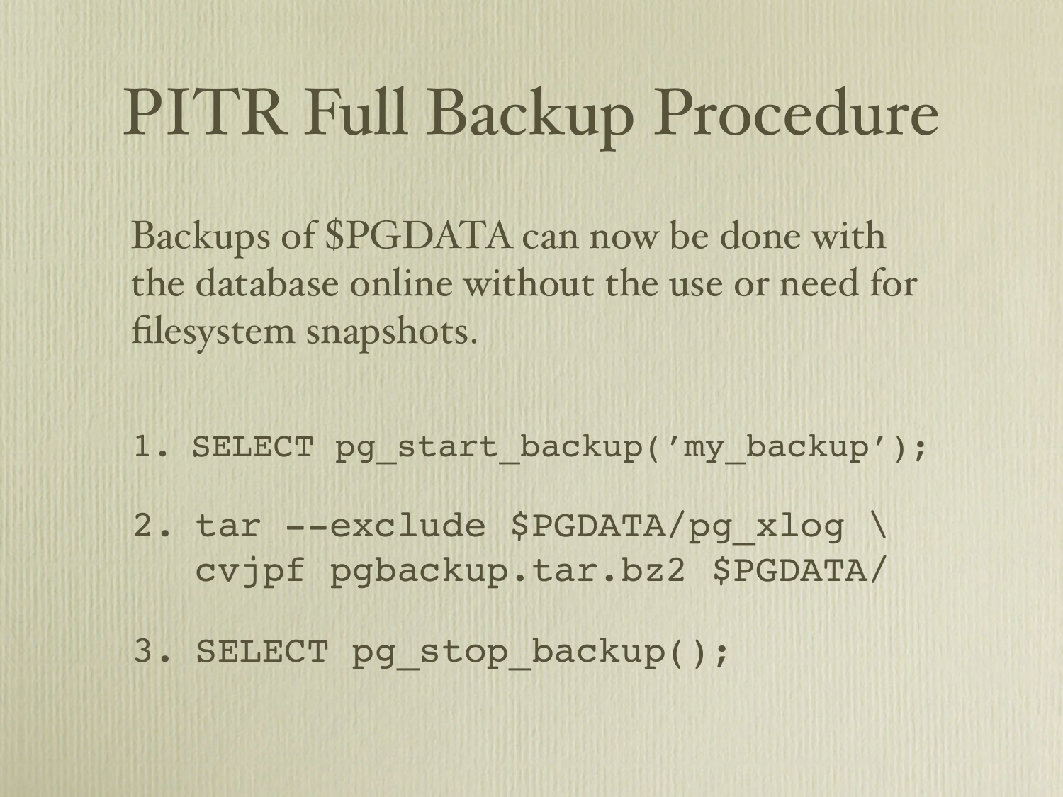# PITR Full Backup Procedure

Backups of $PGDATA can now be done with the database online without the use or need for filesystem snapshots.

1. `SELECT pg_start_backup('my_backup');`
2. ```
   tar --exclude $PGDATA/pg_xlog \
   cvjpf pgbackup.tar.bz2 $PGDATA/
   ```
3. `SELECT pg_stop_backup();`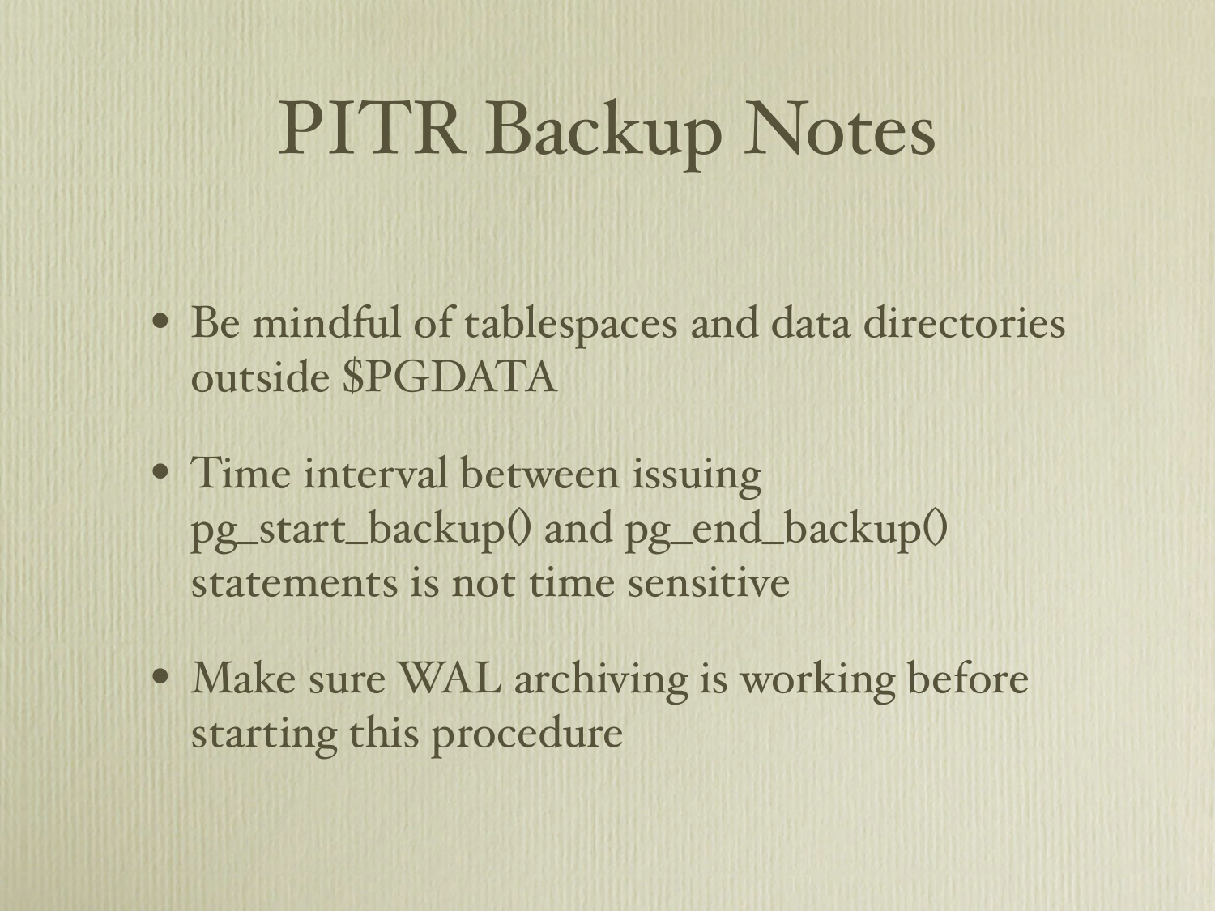# PITR Backup Notes

- Be mindful of tablespaces and data directories outside $PGDATA
- Time interval between issuing pg_start_backup() and pg_end_backup() statements is not time sensitive
- Make sure WAL archiving is working before starting this procedure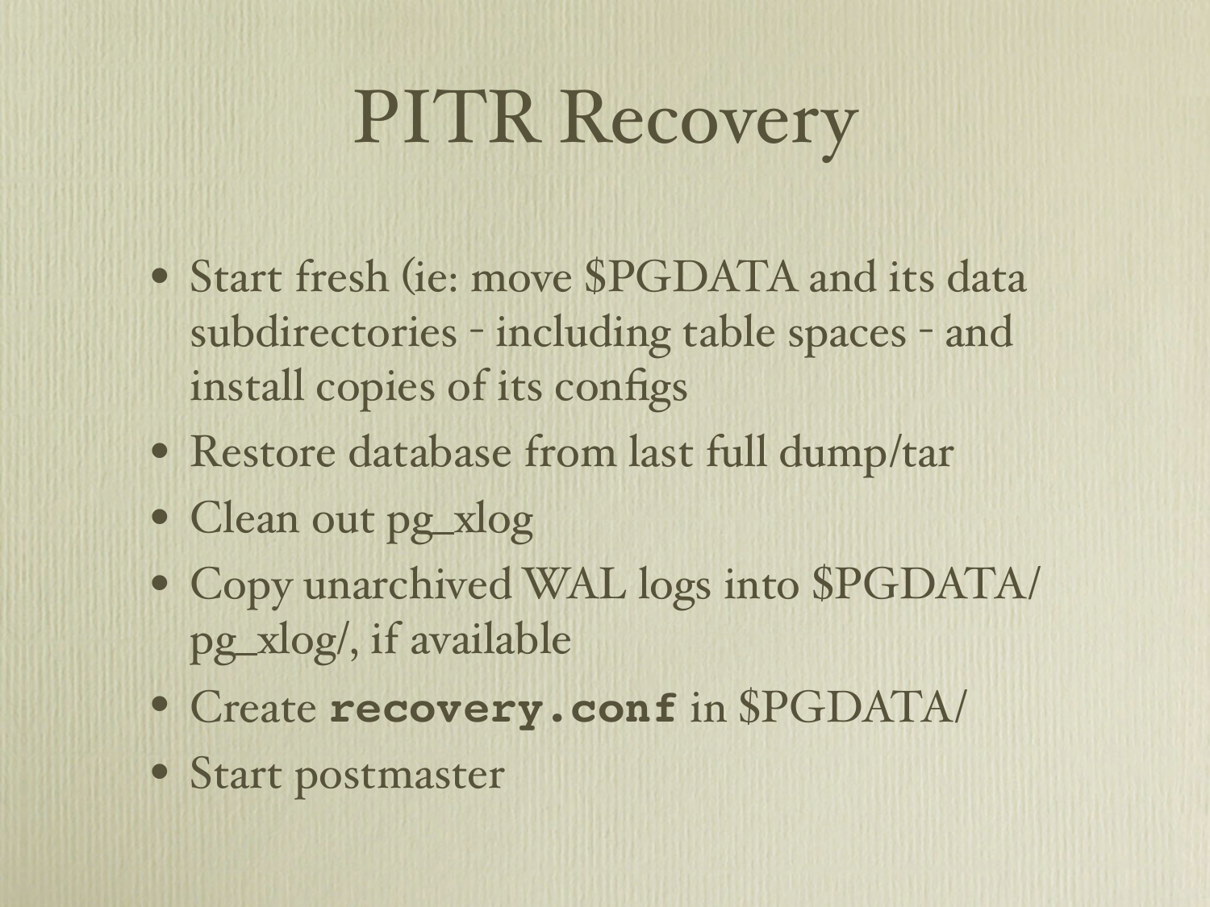# PITR Recovery

- Start fresh (ie: move $PGDATA and its data subdirectories - including table spaces - and install copies of its configs
- Restore database from last full dump/tar
- Clean out pg_xlog
- Copy unarchived WAL logs into $PGDATA/pg_xlog/, if available
- Create **`recovery.conf`** in $PGDATA/
- Start postmaster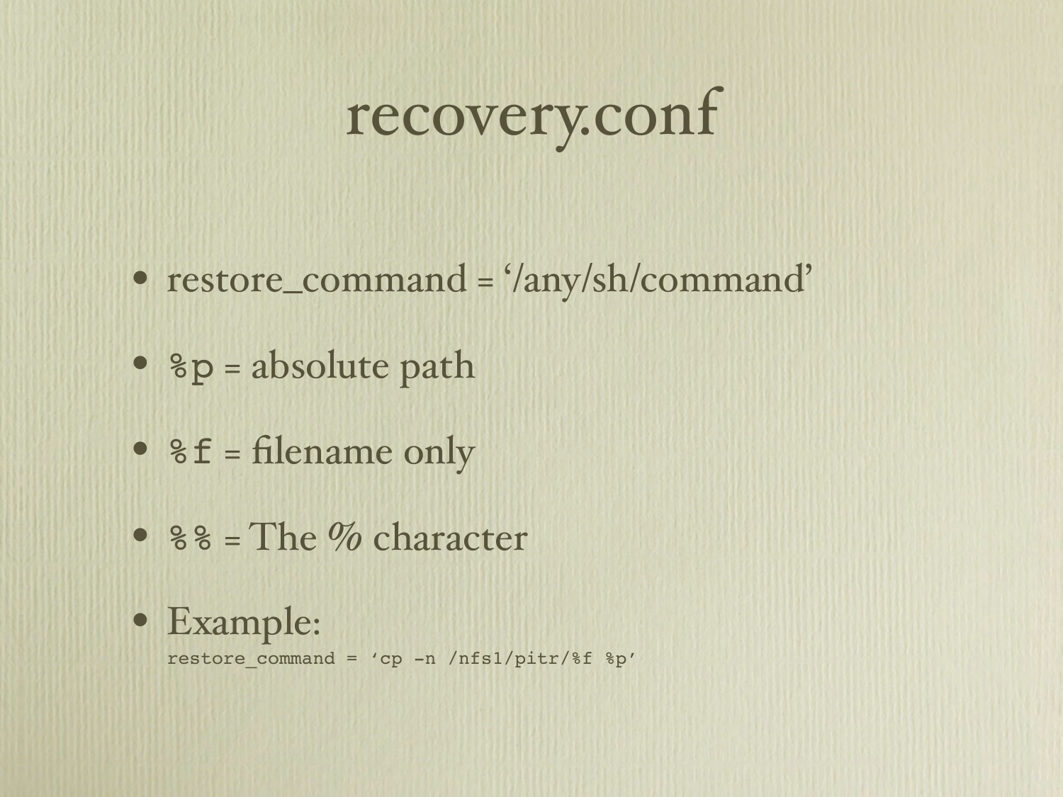# recovery.conf

- restore_command = '/any/sh/command'
- `%p` = absolute path
- `%f` = filename only
- `%%` = The *%* character
- Example:
  `restore_command = 'cp -n /nfs1/pitr/%f %p'`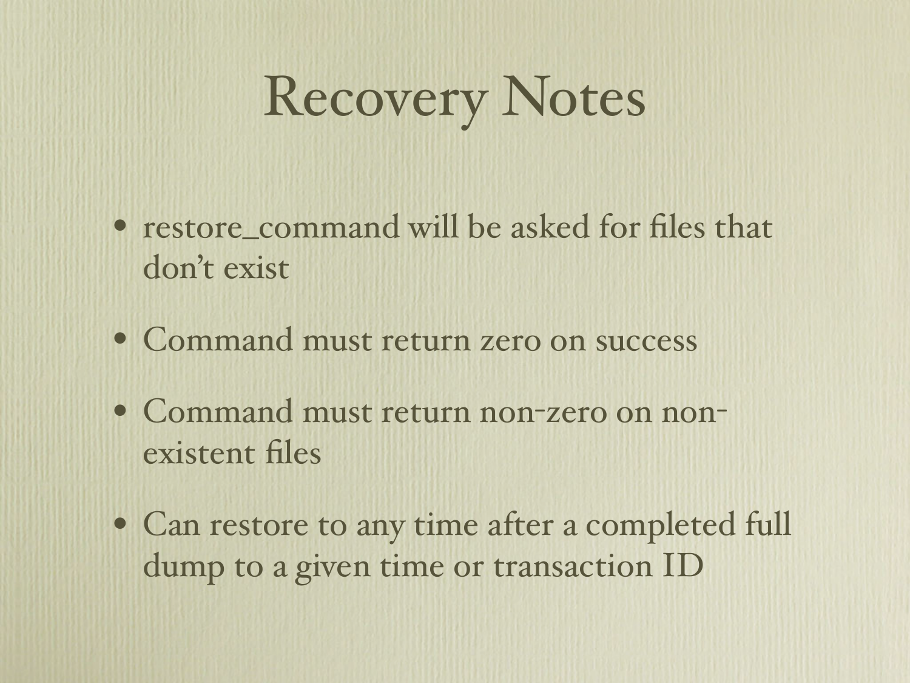# Recovery Notes

- restore_command will be asked for files that don't exist
- Command must return zero on success
- Command must return non-zero on non-existent files
- Can restore to any time after a completed full dump to a given time or transaction ID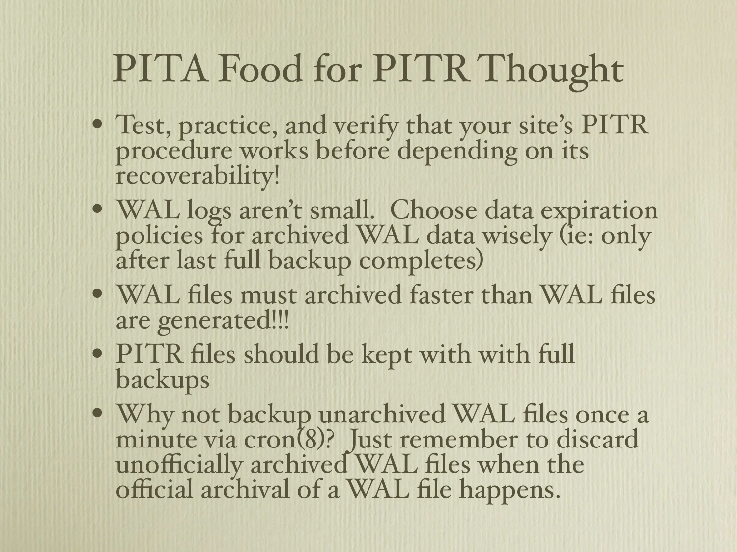# PITA Food for PITR Thought

- Test, practice, and verify that your site's PITR procedure works before depending on its recoverability!
- WAL logs aren't small. Choose data expiration policies for archived WAL data wisely (ie: only after last full backup completes)
- WAL files must archived faster than WAL files are generated!!!
- PITR files should be kept with with full backups
- Why not backup unarchived WAL files once a minute via cron(8)? Just remember to discard unofficially archived WAL files when the official archival of a WAL file happens.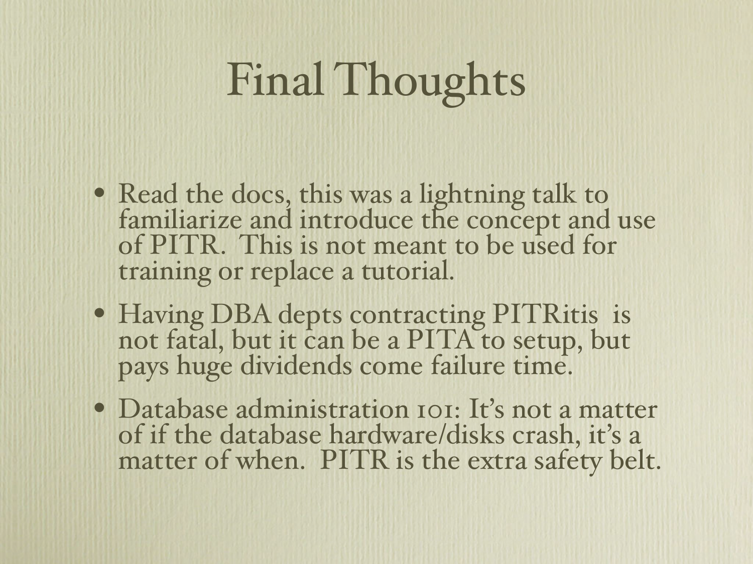# Final Thoughts

- Read the docs, this was a lightning talk to familiarize and introduce the concept and use of PITR. This is not meant to be used for training or replace a tutorial.
- Having DBA depts contracting PITRitis is not fatal, but it can be a PITA to setup, but pays huge dividends come failure time.
- Database administration 101: It's not a matter of if the database hardware/disks crash, it's a matter of when. PITR is the extra safety belt.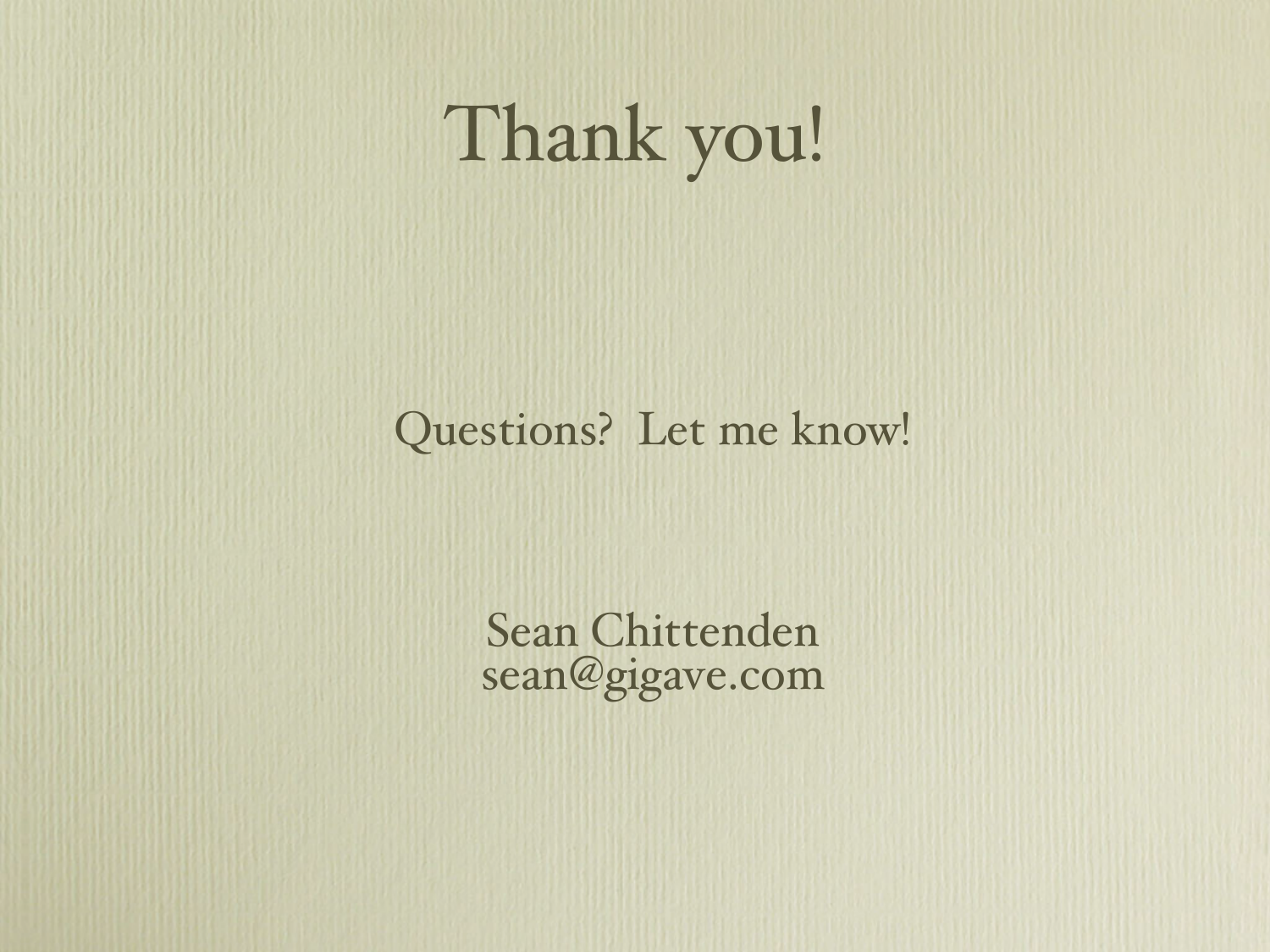# Thank you!

Questions?  Let me know!

Sean Chittenden
sean@gigave.com